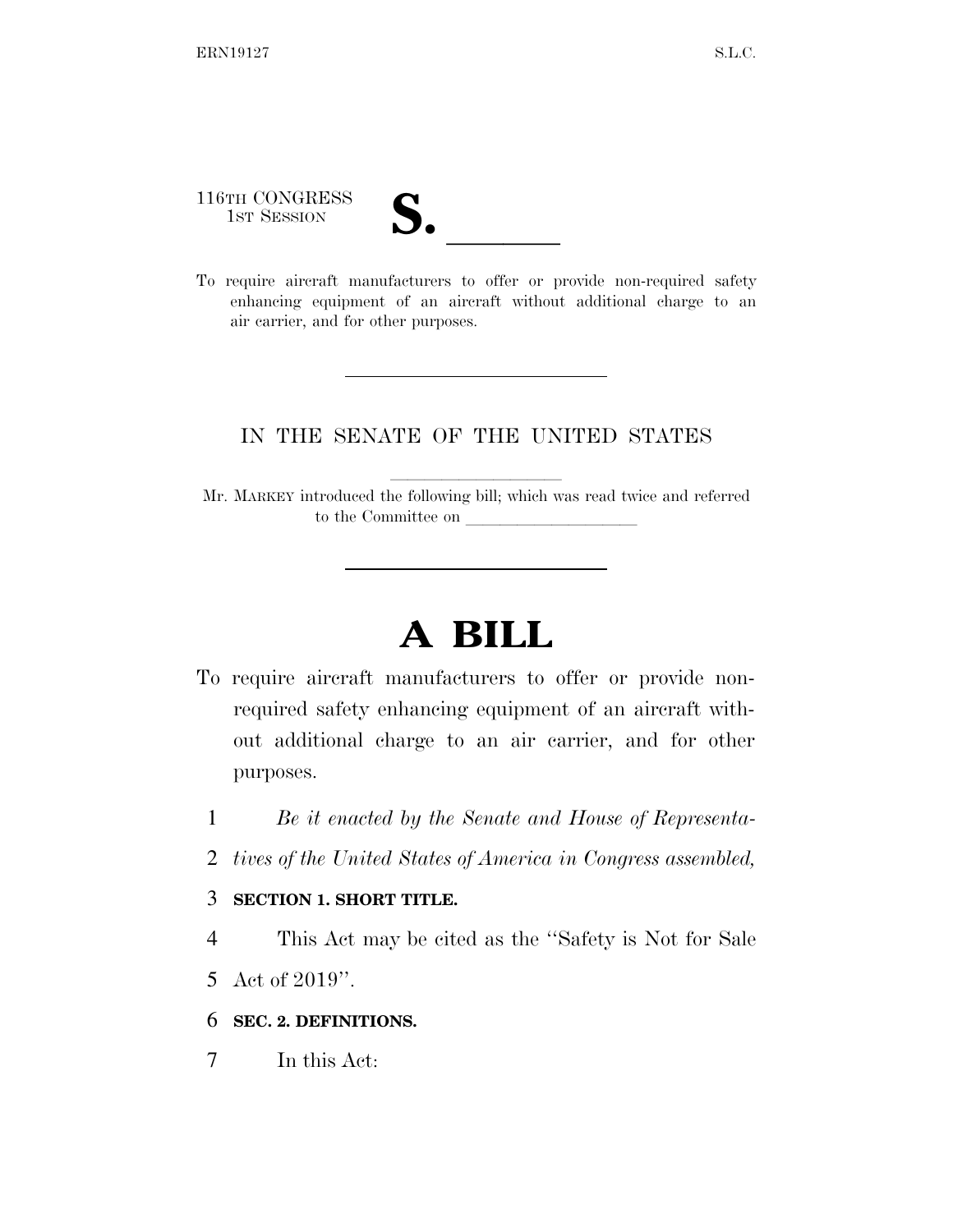116TH CONGRESS
1ST SESSION

**S. \_\_\_\_\_\_**

To require aircraft manufacturers to offer or provide non-required safety enhancing equipment of an aircraft without additional charge to an air carrier, and for other purposes.

---

IN THE SENATE OF THE UNITED STATES

Mr. MARKEY introduced the following bill; which was read twice and referred to the Committee on \_\_\_\_\_\_\_\_\_\_\_\_\_\_\_\_\_\_\_\_

---

# A BILL

To require aircraft manufacturers to offer or provide non-required safety enhancing equipment of an aircraft without additional charge to an air carrier, and for other purposes.

1 *Be it enacted by the Senate and House of Representa-*
2 *tives of the United States of America in Congress assembled,*

3 **SECTION 1. SHORT TITLE.**

4 This Act may be cited as the "Safety is Not for Sale
5 Act of 2019".

6 **SEC. 2. DEFINITIONS.**

7 In this Act: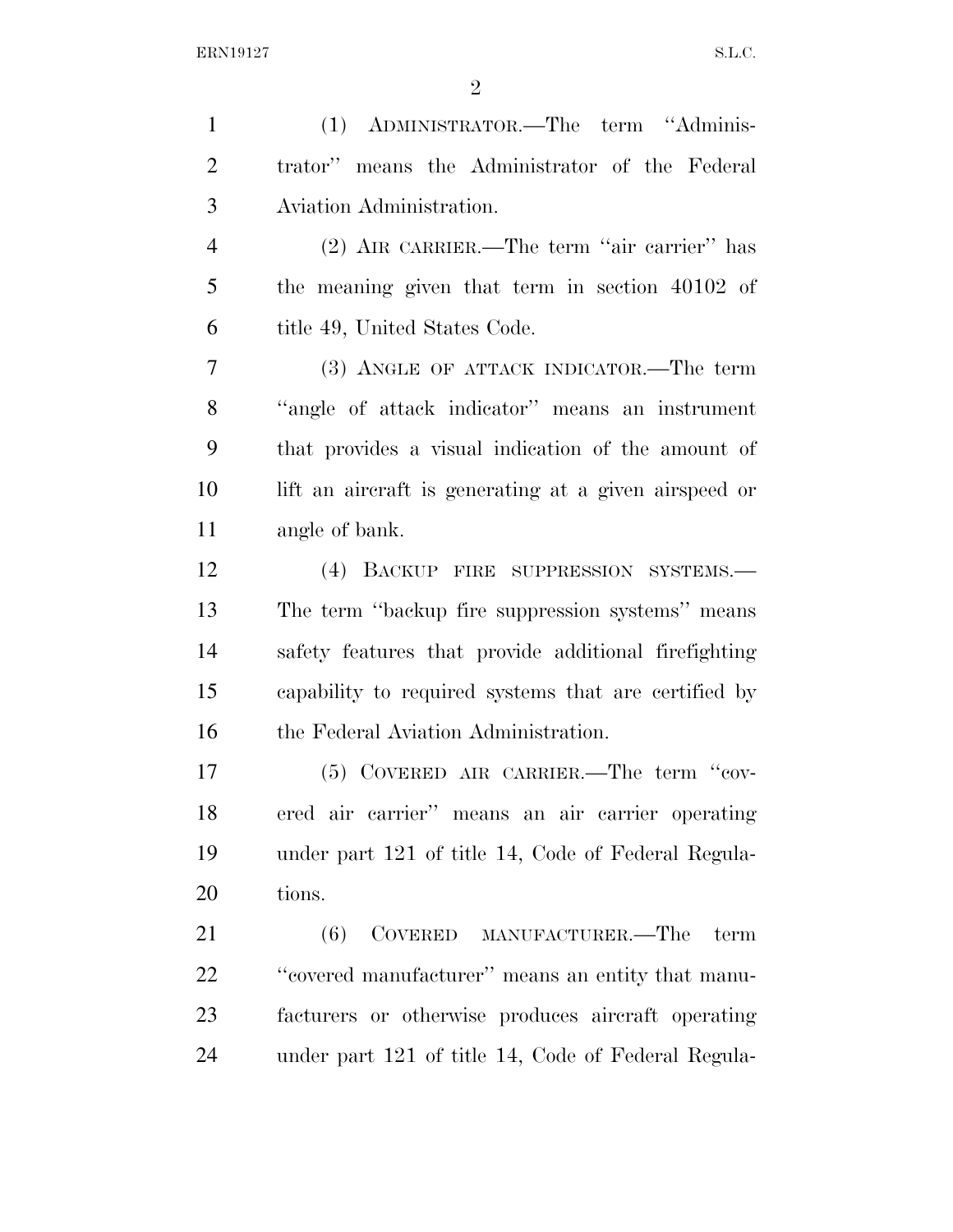(1) ADMINISTRATOR.—The term "Administrator" means the Administrator of the Federal Aviation Administration.

(2) AIR CARRIER.—The term "air carrier" has the meaning given that term in section 40102 of title 49, United States Code.

(3) ANGLE OF ATTACK INDICATOR.—The term "angle of attack indicator" means an instrument that provides a visual indication of the amount of lift an aircraft is generating at a given airspeed or angle of bank.

(4) BACKUP FIRE SUPPRESSION SYSTEMS.—The term "backup fire suppression systems" means safety features that provide additional firefighting capability to required systems that are certified by the Federal Aviation Administration.

(5) COVERED AIR CARRIER.—The term "covered air carrier" means an air carrier operating under part 121 of title 14, Code of Federal Regulations.

(6) COVERED MANUFACTURER.—The term "covered manufacturer" means an entity that manufacturers or otherwise produces aircraft operating under part 121 of title 14, Code of Federal Regula-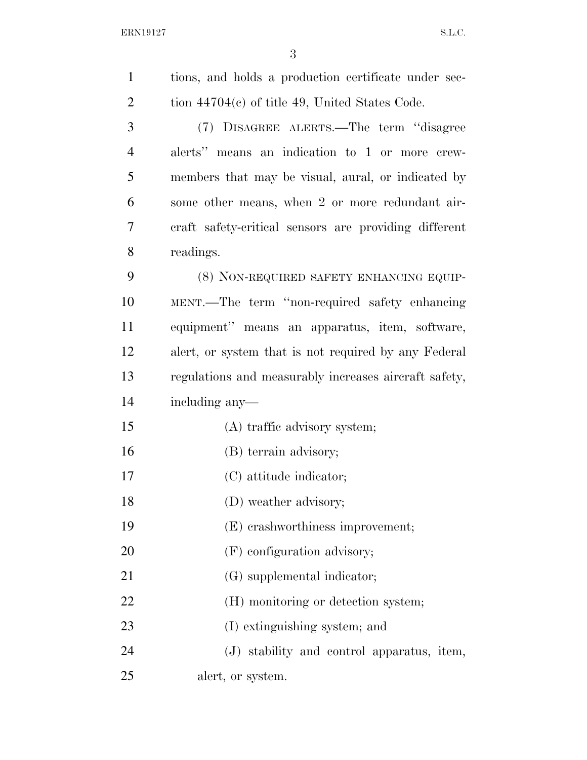tions, and holds a production certificate under section 44704(c) of title 49, United States Code.

(7) DISAGREE ALERTS.—The term "disagree alerts" means an indication to 1 or more crewmembers that may be visual, aural, or indicated by some other means, when 2 or more redundant aircraft safety-critical sensors are providing different readings.

(8) NON-REQUIRED SAFETY ENHANCING EQUIPMENT.—The term "non-required safety enhancing equipment" means an apparatus, item, software, alert, or system that is not required by any Federal regulations and measurably increases aircraft safety, including any—

(A) traffic advisory system;

(B) terrain advisory;

(C) attitude indicator;

(D) weather advisory;

(E) crashworthiness improvement;

(F) configuration advisory;

(G) supplemental indicator;

(H) monitoring or detection system;

(I) extinguishing system; and

(J) stability and control apparatus, item, alert, or system.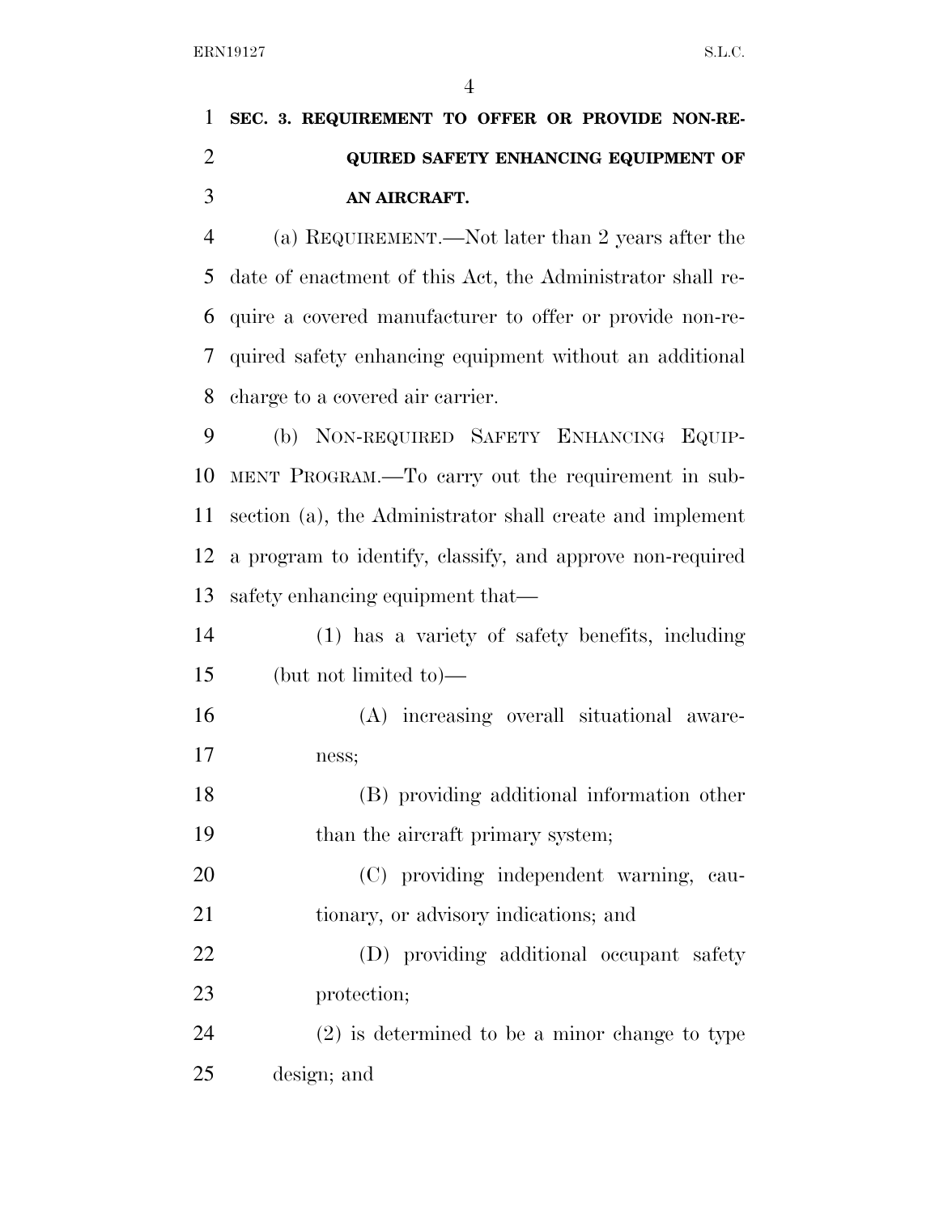**SEC. 3. REQUIREMENT TO OFFER OR PROVIDE NON-REQUIRED SAFETY ENHANCING EQUIPMENT OF AN AIRCRAFT.**

(a) REQUIREMENT.—Not later than 2 years after the date of enactment of this Act, the Administrator shall require a covered manufacturer to offer or provide non-required safety enhancing equipment without an additional charge to a covered air carrier.

(b) NON-REQUIRED SAFETY ENHANCING EQUIPMENT PROGRAM.—To carry out the requirement in subsection (a), the Administrator shall create and implement a program to identify, classify, and approve non-required safety enhancing equipment that—

(1) has a variety of safety benefits, including (but not limited to)—

(A) increasing overall situational awareness;

(B) providing additional information other than the aircraft primary system;

(C) providing independent warning, cautionary, or advisory indications; and

(D) providing additional occupant safety protection;

(2) is determined to be a minor change to type design; and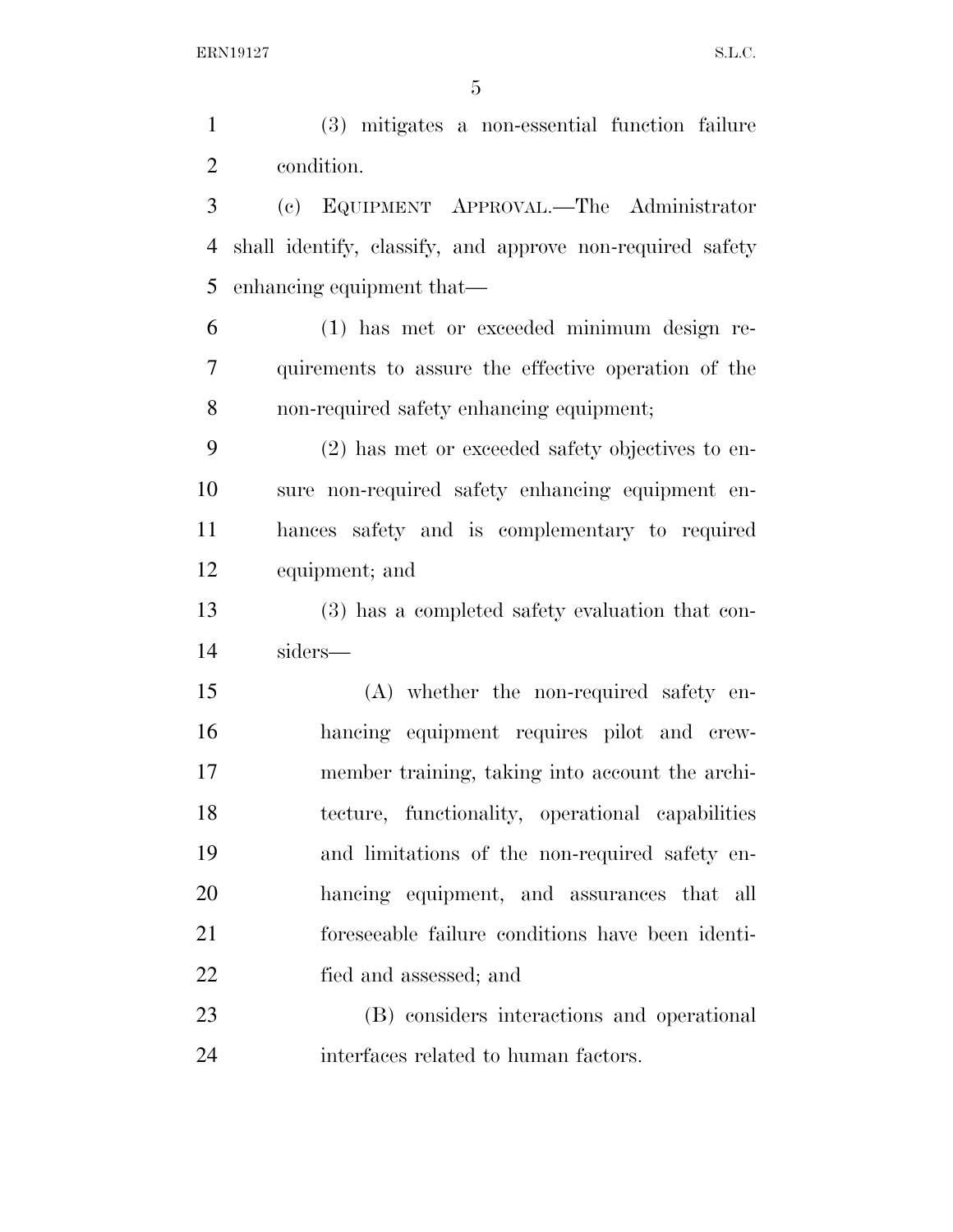(3) mitigates a non-essential function failure condition.

(c) EQUIPMENT APPROVAL.—The Administrator shall identify, classify, and approve non-required safety enhancing equipment that—

(1) has met or exceeded minimum design requirements to assure the effective operation of the non-required safety enhancing equipment;

(2) has met or exceeded safety objectives to ensure non-required safety enhancing equipment enhances safety and is complementary to required equipment; and

(3) has a completed safety evaluation that considers—

(A) whether the non-required safety enhancing equipment requires pilot and crewmember training, taking into account the architecture, functionality, operational capabilities and limitations of the non-required safety enhancing equipment, and assurances that all foreseeable failure conditions have been identified and assessed; and

(B) considers interactions and operational interfaces related to human factors.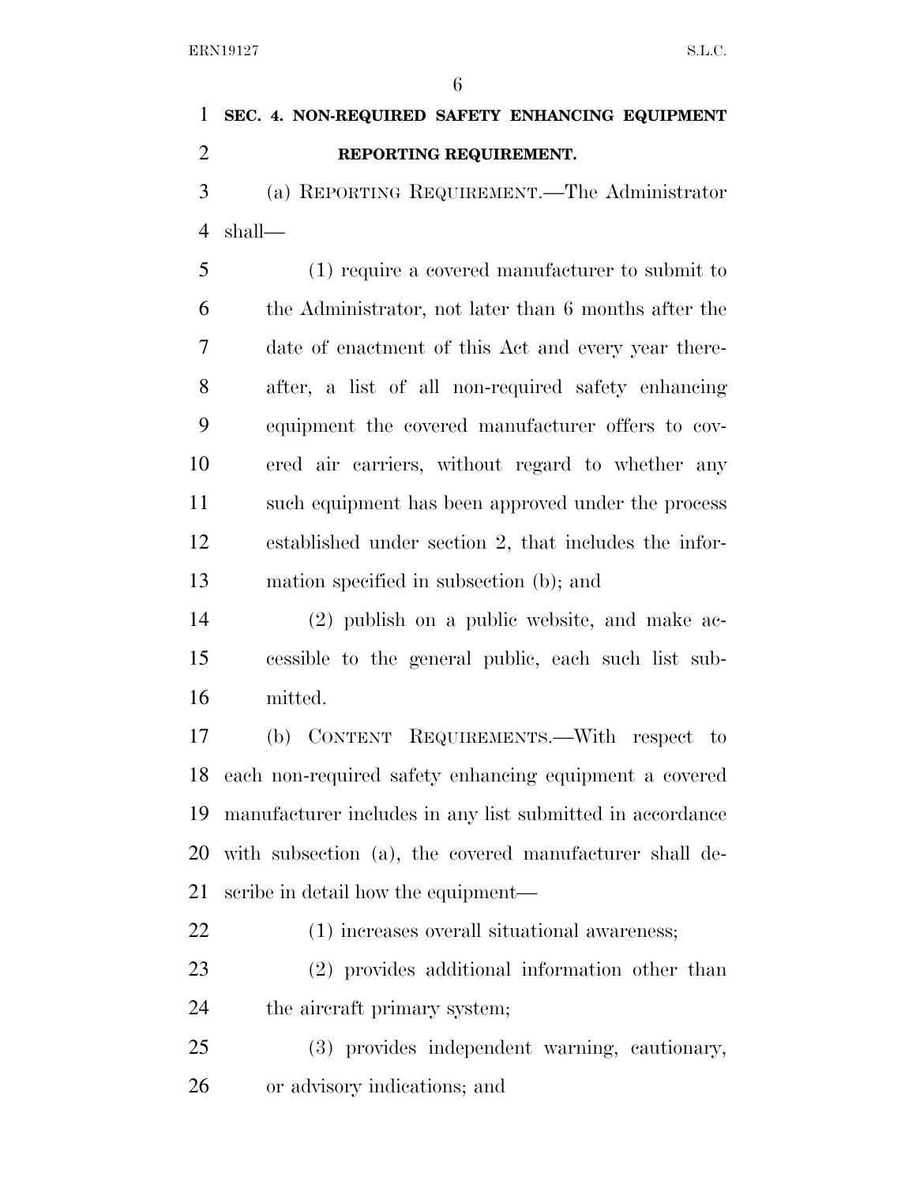## SEC. 4. NON-REQUIRED SAFETY ENHANCING EQUIPMENT REPORTING REQUIREMENT.

(a) REPORTING REQUIREMENT.—The Administrator shall—

(1) require a covered manufacturer to submit to the Administrator, not later than 6 months after the date of enactment of this Act and every year thereafter, a list of all non-required safety enhancing equipment the covered manufacturer offers to covered air carriers, without regard to whether any such equipment has been approved under the process established under section 2, that includes the information specified in subsection (b); and

(2) publish on a public website, and make accessible to the general public, each such list submitted.

(b) CONTENT REQUIREMENTS.—With respect to each non-required safety enhancing equipment a covered manufacturer includes in any list submitted in accordance with subsection (a), the covered manufacturer shall describe in detail how the equipment—

(1) increases overall situational awareness;

(2) provides additional information other than the aircraft primary system;

(3) provides independent warning, cautionary, or advisory indications; and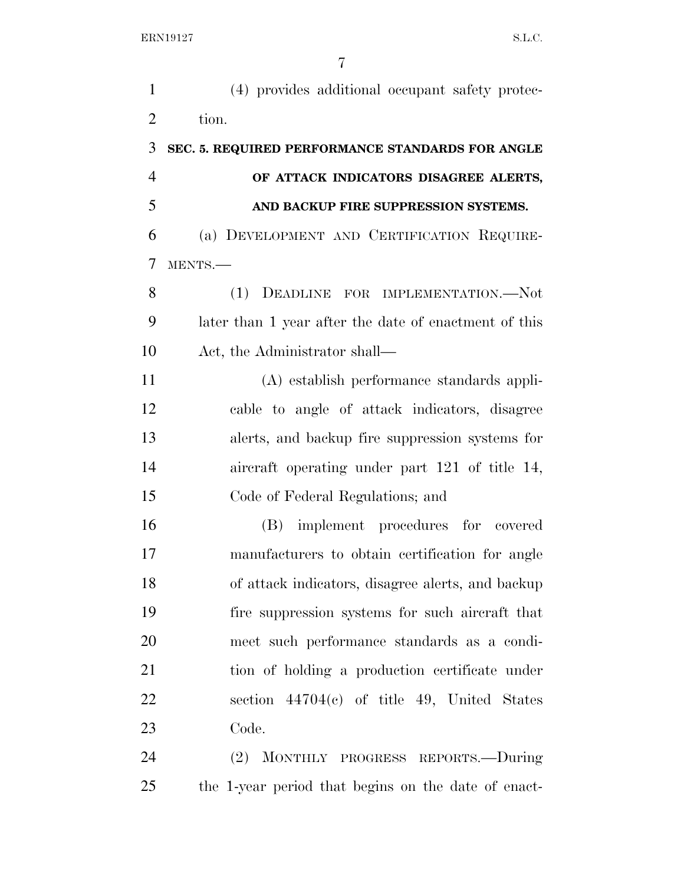(4) provides additional occupant safety protection.

### SEC. 5. REQUIRED PERFORMANCE STANDARDS FOR ANGLE OF ATTACK INDICATORS DISAGREE ALERTS, AND BACKUP FIRE SUPPRESSION SYSTEMS.

(a) DEVELOPMENT AND CERTIFICATION REQUIREMENTS.—

(1) DEADLINE FOR IMPLEMENTATION.—Not later than 1 year after the date of enactment of this Act, the Administrator shall—

(A) establish performance standards applicable to angle of attack indicators, disagree alerts, and backup fire suppression systems for aircraft operating under part 121 of title 14, Code of Federal Regulations; and

(B) implement procedures for covered manufacturers to obtain certification for angle of attack indicators, disagree alerts, and backup fire suppression systems for such aircraft that meet such performance standards as a condition of holding a production certificate under section 44704(c) of title 49, United States Code.

(2) MONTHLY PROGRESS REPORTS.—During the 1-year period that begins on the date of enact-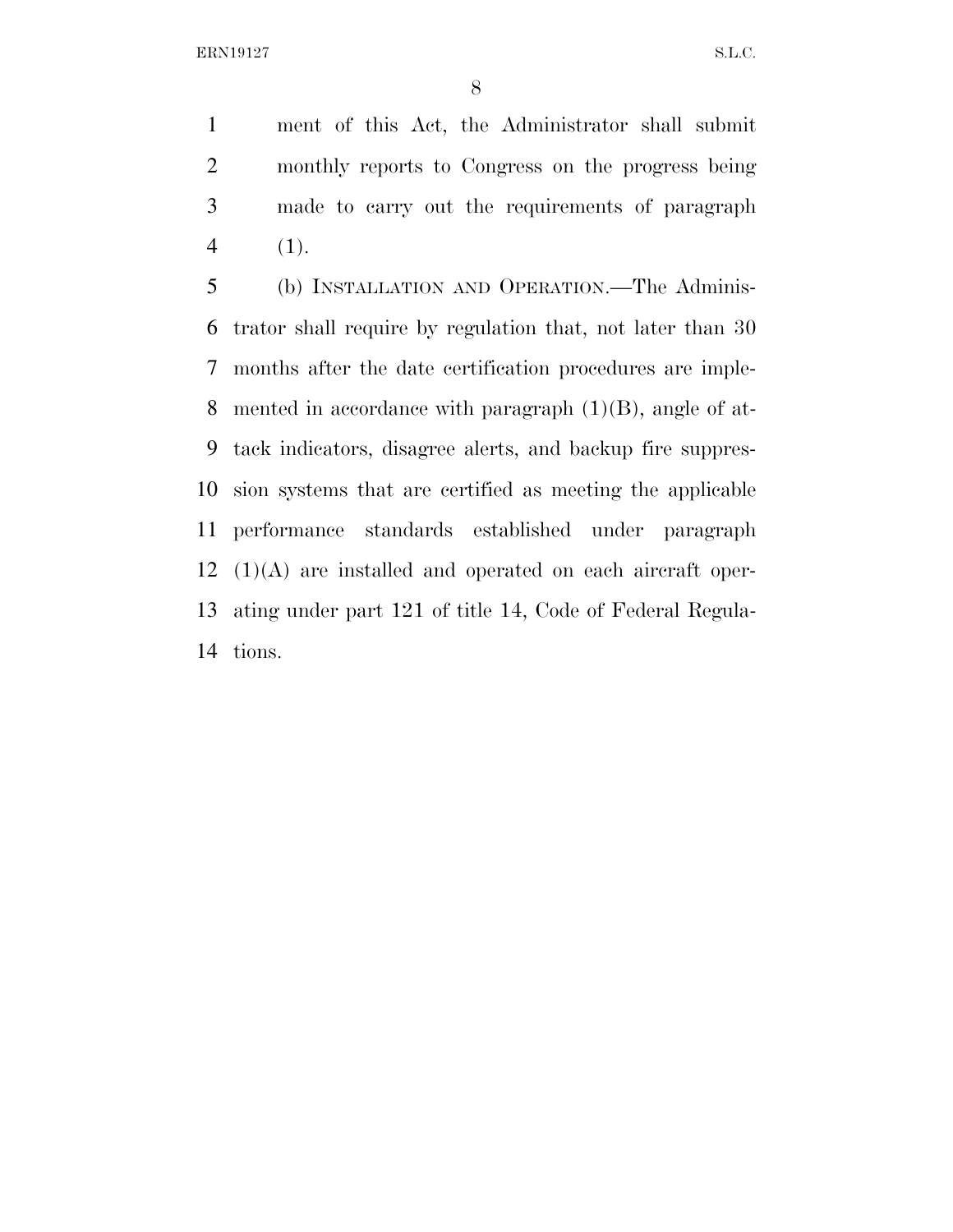ment of this Act, the Administrator shall submit monthly reports to Congress on the progress being made to carry out the requirements of paragraph (1).

(b) INSTALLATION AND OPERATION.—The Administrator shall require by regulation that, not later than 30 months after the date certification procedures are implemented in accordance with paragraph (1)(B), angle of attack indicators, disagree alerts, and backup fire suppression systems that are certified as meeting the applicable performance standards established under paragraph (1)(A) are installed and operated on each aircraft operating under part 121 of title 14, Code of Federal Regulations.